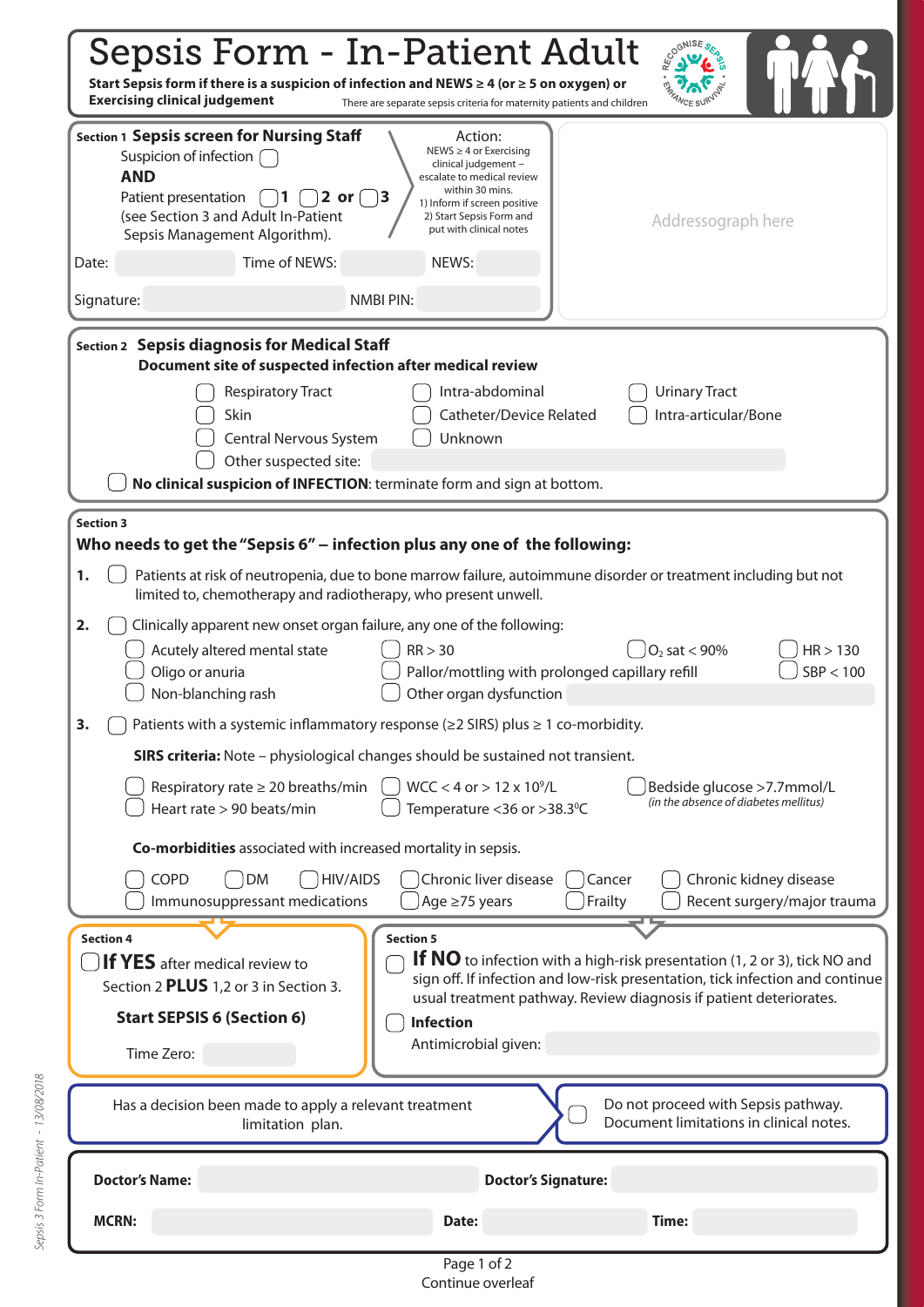# Sepsis Form - In-Patient Adult

**Start Sepsis form if there is a suspicion of infection and NEWS ≥ 4 (or ≥ 5 on oxygen) or Exercising clinical judgement**

There are separate sepsis criteria for maternity patients and children

## Section 1 Sepsis screen for Nursing Staff

Suspicion of infection ☐

**AND**

Patient presentation ☐ **1** ☐ **2 or** ☐ **3** (see Section 3 and Adult In-Patient Sepsis Management Algorithm).

Action:
NEWS ≥ 4 or Exercising clinical judgement – escalate to medical review within 30 mins.
1) Inform if screen positive
2) Start Sepsis Form and put with clinical notes

Date: ______ Time of NEWS: ______ NEWS: ______

Signature: ______ NMBI PIN: ______

Addressograph here

## Section 2 Sepsis diagnosis for Medical Staff

**Document site of suspected infection after medical review**

- ☐ Respiratory Tract
- ☐ Intra-abdominal
- ☐ Urinary Tract
- ☐ Skin
- ☐ Catheter/Device Related
- ☐ Intra-articular/Bone
- ☐ Central Nervous System
- ☐ Unknown
- ☐ Other suspected site: ______

☐ **No clinical suspicion of INFECTION**: terminate form and sign at bottom.

## Section 3

**Who needs to get the "Sepsis 6" – infection plus any one of the following:**

**1.** ☐ Patients at risk of neutropenia, due to bone marrow failure, autoimmune disorder or treatment including but not limited to, chemotherapy and radiotherapy, who present unwell.

**2.** ☐ Clinically apparent new onset organ failure, any one of the following:

- ☐ Acutely altered mental state
- ☐ RR > 30
- ☐ $O_2$ sat < 90%
- ☐ HR > 130
- ☐ Oligo or anuria
- ☐ Pallor/mottling with prolonged capillary refill
- ☐ SBP < 100
- ☐ Non-blanching rash
- ☐ Other organ dysfunction ______

**3.** ☐ Patients with a systemic inflammatory response (≥2 SIRS) plus ≥ 1 co-morbidity.

**SIRS criteria:** Note – physiological changes should be sustained not transient.

- ☐ Respiratory rate ≥ 20 breaths/min
- ☐ WCC < 4 or > 12 x $10^9$/L
- ☐ Bedside glucose >7.7mmol/L *(in the absence of diabetes mellitus)*
- ☐ Heart rate > 90 beats/min
- ☐ Temperature <36 or >38.3°C

**Co-morbidities** associated with increased mortality in sepsis.

- ☐ COPD
- ☐ DM
- ☐ HIV/AIDS
- ☐ Chronic liver disease
- ☐ Cancer
- ☐ Chronic kidney disease
- ☐ Immunosuppressant medications
- ☐ Age ≥75 years
- ☐ Frailty
- ☐ Recent surgery/major trauma

## Section 4

☐ **If YES** after medical review to Section 2 **PLUS** 1,2 or 3 in Section 3.

**Start SEPSIS 6 (Section 6)**

Time Zero: ______

## Section 5

☐ **If NO** to infection with a high-risk presentation (1, 2 or 3), tick NO and sign off. If infection and low-risk presentation, tick infection and continue usual treatment pathway. Review diagnosis if patient deteriorates.

☐ **Infection**

Antimicrobial given: ______

---

Has a decision been made to apply a relevant treatment limitation plan.

☐ Do not proceed with Sepsis pathway. Document limitations in clinical notes.

---

**Doctor's Name:** ______ **Doctor's Signature:** ______

**MCRN:** ______ **Date:** ______ **Time:** ______

Continue overleaf

*Sepsis 3 Form In-Patient - 13/08/2018*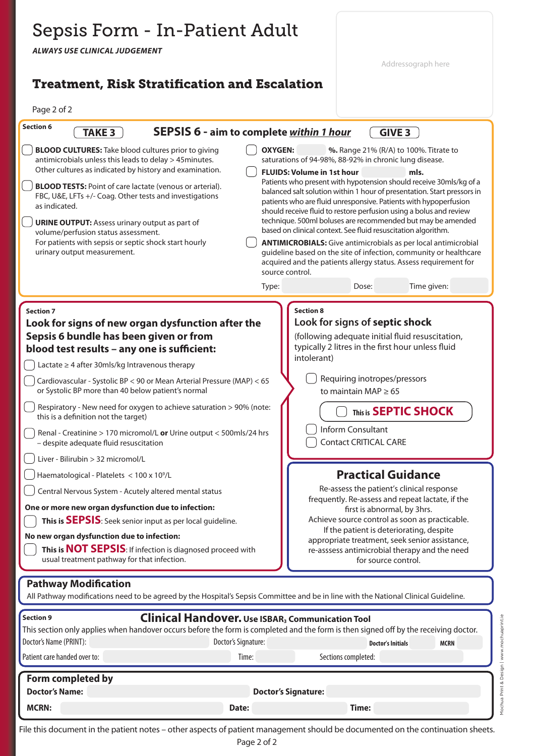# Sepsis Form - In-Patient Adult

***ALWAYS USE CLINICAL JUDGEMENT***

Addressograph here

## Treatment, Risk Stratification and Escalation

Page 2 of 2

### Section 6

**TAKE 3** — **SEPSIS 6 - aim to complete *within 1 hour*** — **GIVE 3**

- ☐ **BLOOD CULTURES:** Take blood cultures prior to giving antimicrobials unless this leads to delay > 45minutes. Other cultures as indicated by history and examination.
- ☐ **BLOOD TESTS:** Point of care lactate (venous or arterial). FBC, U&E, LFTs +/- Coag. Other tests and investigations as indicated.
- ☐ **URINE OUTPUT:** Assess urinary output as part of volume/perfusion status assessment. For patients with sepsis or septic shock start hourly urinary output measurement.

- ☐ **OXYGEN:** ______ **%.** Range 21% (R/A) to 100%. Titrate to saturations of 94-98%, 88-92% in chronic lung disease.
- ☐ **FLUIDS: Volume in 1st hour** ______ **mls.** Patients who present with hypotension should receive 30mls/kg of a balanced salt solution within 1 hour of presentation. Start pressors in patients who are fluid unresponsive. Patients with hypoperfusion should receive fluid to restore perfusion using a bolus and review technique. 500ml boluses are recommended but may be amended based on clinical context. See fluid resuscitation algorithm.
- ☐ **ANTIMICROBIALS:** Give antimicrobials as per local antimicrobial guideline based on the site of infection, community or healthcare acquired and the patients allergy status. Assess requirement for source control.

Type: ______ Dose: ______ Time given: ______

### Section 7

**Look for signs of new organ dysfunction after the Sepsis 6 bundle has been given or from blood test results – any one is sufficient:**

- ☐ Lactate ≥ 4 after 30mls/kg Intravenous therapy
- ☐ Cardiovascular - Systolic BP < 90 or Mean Arterial Pressure (MAP) < 65 or Systolic BP more than 40 below patient's normal
- ☐ Respiratory - New need for oxygen to achieve saturation > 90% (note: this is a definition not the target)
- ☐ Renal - Creatinine > 170 micromol/L **or** Urine output < 500mls/24 hrs – despite adequate fluid resuscitation
- ☐ Liver - Bilirubin > 32 micromol/L
- ☐ Haematological - Platelets < 100 x $10^9$/L
- ☐ Central Nervous System - Acutely altered mental status

**One or more new organ dysfunction due to infection:**

☐ **This is SEPSIS**: Seek senior input as per local guideline.

**No new organ dysfunction due to infection:**

☐ **This is NOT SEPSIS**: If infection is diagnosed proceed with usual treatment pathway for that infection.

### Section 8

**Look for signs of septic shock**

(following adequate initial fluid resuscitation, typically 2 litres in the first hour unless fluid intolerant)

- ☐ Requiring inotropes/pressors to maintain MAP ≥ 65

☐ **This is SEPTIC SHOCK**

- ☐ Inform Consultant
- ☐ Contact CRITICAL CARE

### Practical Guidance

Re-assess the patient's clinical response frequently. Re-assess and repeat lactate, if the first is abnormal, by 3hrs.
Achieve source control as soon as practicable.
If the patient is deteriorating, despite appropriate treatment, seek senior assistance, re-asssess antimicrobial therapy and the need for source control.

### Pathway Modification

All Pathway modifications need to be agreed by the Hospital's Sepsis Committee and be in line with the National Clinical Guideline.

### Section 9

**Clinical Handover.** Use ISBAR$_3$ Communication Tool

This section only applies when handover occurs before the form is completed and the form is then signed off by the receiving doctor.

Doctor's Name (PRINT): ______ Doctor's Signature: ______ **Doctor's Initials** ______ **MCRN** ______

Patient care handed over to: ______ Time: ______ Sections completed: ______

### Form completed by

**Doctor's Name:** ______ **Doctor's Signature:** ______

**MCRN:** ______ **Date:** ______ **Time:** ______

File this document in the patient notes – other aspects of patient management should be documented on the continuation sheets.

Mochua Print & Design | www.mochuaprint.ie